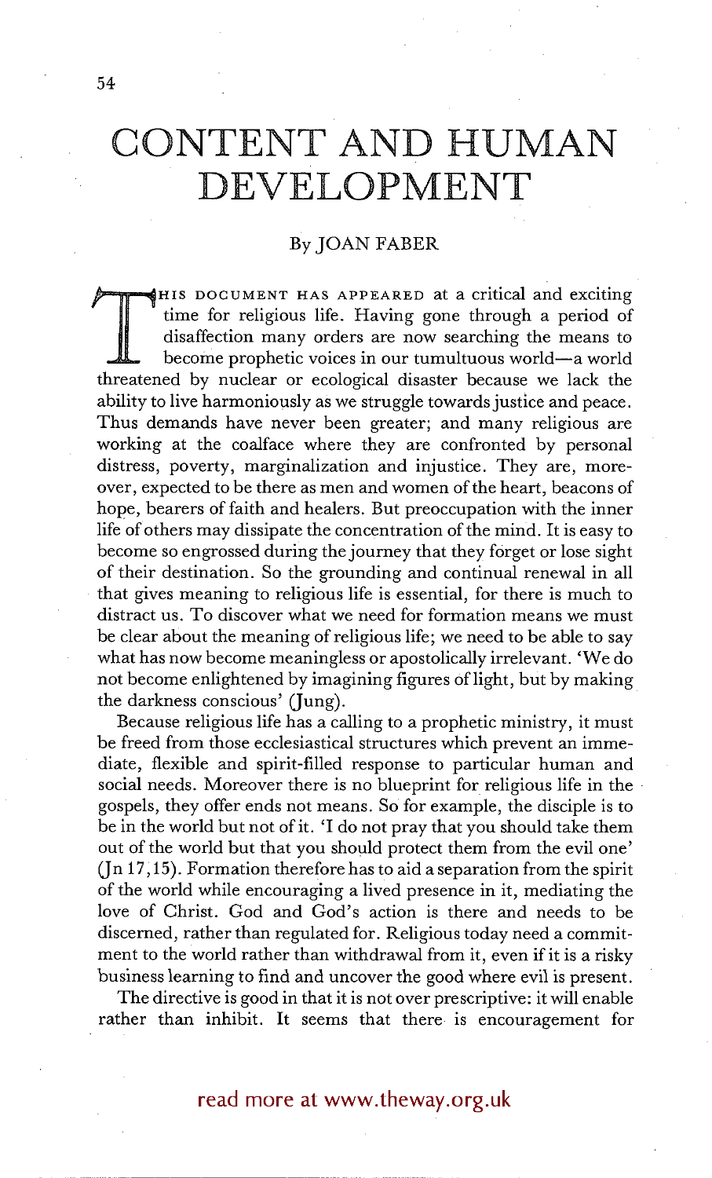# CONTENT AND HUMAN DEVELOPMENT

By JOAN FABER

THIS DOCUMENT HAS APPEARED at a critical and exciting time for religious life. Having gone through a period of disaffection many orders are now searching the means to become prophetic voices in our tumultuous world—a world threatened by nuclear or ecological disaster because we lack the ability to live harmoniously as we struggle towards justice and peace. Thus demands have never been greater; and many religious are working at the coalface where they are confronted by personal distress, poverty, marginalization and injustice. They are, moreover, expected to be there as men and women of the heart, beacons of hope, bearers of faith and healers. But preoccupation with the inner life of others may dissipate the concentration of the mind. It is easy to become so engrossed during the journey that they forget or lose sight of their destination. So the grounding and continual renewal in all that gives meaning to religious life is essential, for there is much to distract us. To discover what we need for formation means we must be clear about the meaning of religious life; we need to be able to say what has now become meaningless or apostolically irrelevant. 'We do not become enlightened by imagining figures of light, but by making the darkness conscious' (Jung).

Because religious life has a calling to a prophetic ministry, it must be freed from those ecclesiastical structures which prevent an immediate, flexible and spirit-filled response to particular human and social needs. Moreover there is no blueprint for religious life in the gospels, they offer ends not means. So for example, the disciple is to be in the world but not of it. 'I do not pray that you should take them out of the world but that you should protect them from the evil one' (Jn 17,15). Formation therefore has to aid a separation from the spirit of the world while encouraging a lived presence in it, mediating the love of Christ. God and God's action is there and needs to be discerned, rather than regulated for. Religious today need a commitment to the world rather than withdrawal from it, even if it is a risky business learning to find and uncover the good where evil is present.

The directive is good in that it is not over prescriptive: it will enable rather than inhibit. It seems that there is encouragement for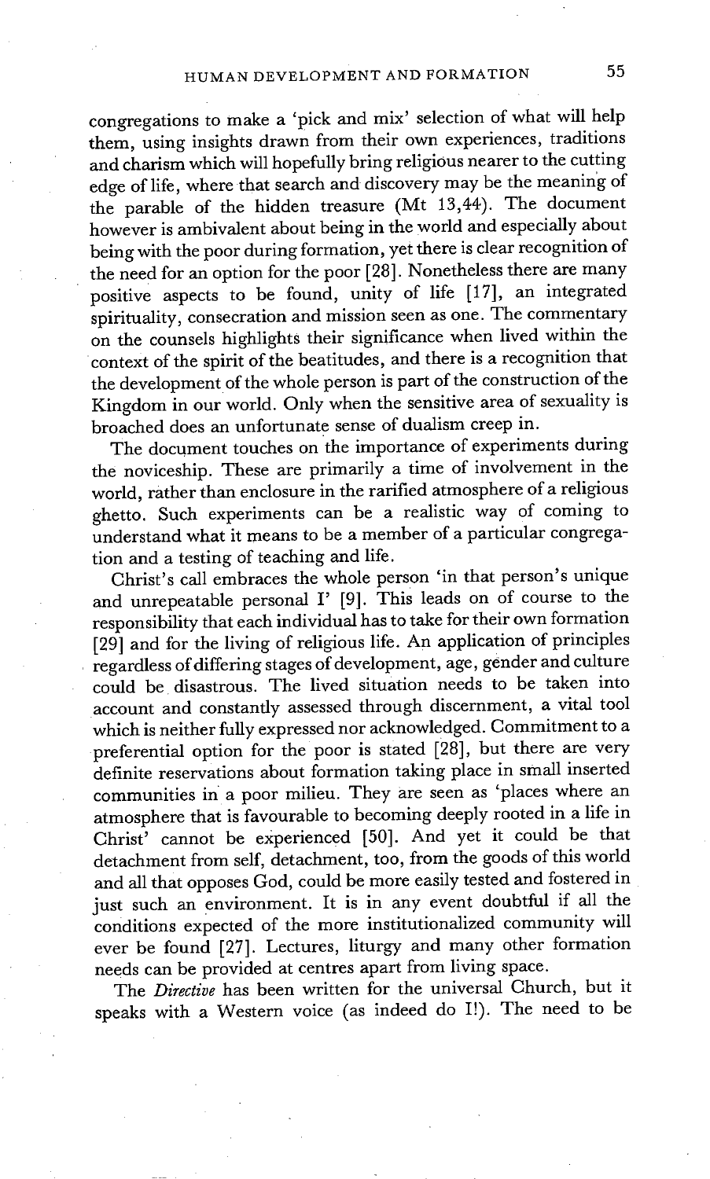congregations to make a 'pick and mix' selection of what will help them, using insights drawn from their own experiences, traditions and charism which will hopefully bring religious nearer to the cutting edge of life, where that search and discovery may be the meaning of the parable of the hidden treasure (Mt 13,44). The document however is ambivalent about being in the world and especially about being with the poor during formation, yet there is clear recognition of the need for an option for the poor [28]. Nonetheless there are many positive aspects to be found, unity of life [17], an integrated spirituality, consecration and mission seen as one. The commentary on the counsels highlights their significance when lived within the context of the spirit of the beatitudes, and there is a recognition that the development of the whole person is part of the construction of the Kingdom in our world. Only when the sensitive area of sexuality is broached does an unfortunate sense of dualism creep in.

The document touches on the importance of experiments during the noviceship. These are primarily a time of involvement in the world, rather than enclosure in the rarified atmosphere of a religious ghetto. Such experiments can be a realistic way of coming to understand what it means to be a member of a particular congregation and a testing of teaching and life.

Christ's call embraces the whole person 'in that person's unique and unrepeatable personal I' [9]. This leads on of course to the responsibility that each individual has to take for their own formation [29] and for the living of religious life. An application of principles regardless of differing stages of development, age, gender and culture could be disastrous. The lived situation needs to be taken into account and constantly assessed through discernment, a vital tool which is neither fully expressed nor acknowledged. Commitment to a preferential option for the poor is stated [28], but there are very definite reservations about formation taking place in small inserted communities in a poor milieu. They are seen as 'places where an atmosphere that is favourable to becoming deeply rooted in a life in Christ' cannot be experienced [50]. And yet it could be that detachment from self, detachment, too, from the goods of this world and all that opposes God, could be more easily tested and fostered in just such an environment. It is in any event doubtful if all the conditions expected of the more institutionalized community will ever be found [27]. Lectures, liturgy and many other formation needs can be provided at centres apart from living space.

The *Directive* has been written for the universal Church, but it speaks with a Western voice (as indeed do I!). The need to be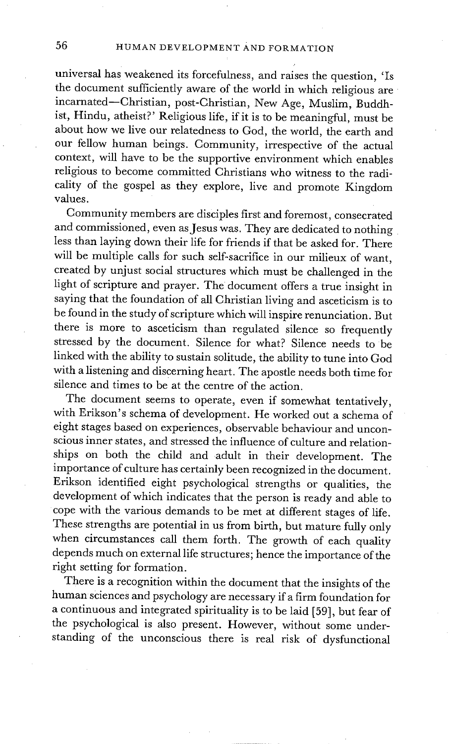universal has weakened its forcefulness, and raises the question, 'Is the document sufficiently aware of the world in which religious are incarnated—Christian, post-Christian, New Age, Muslim, Buddhist, Hindu, atheist?' Religious life, if it is to be meaningful, must be about how we live our relatedness to God, the world, the earth and our fellow human beings. Community, irrespective of the actual context, will have to be the supportive environment which enables religious to become committed Christians who witness to the radicality of the gospel as they explore, live and promote Kingdom values.

Community members are disciples first and foremost, consecrated and commissioned, even as Jesus was. They are dedicated to nothing less than laying down their life for friends if that be asked for. There will be multiple calls for such self-sacrifice in our milieux of want, created by unjust social structures which must be challenged in the light of scripture and prayer. The document offers a true insight in saying that the foundation of all Christian living and asceticism is to be found in the study of scripture which will inspire renunciation. But there is more to asceticism than regulated silence so frequently stressed by the document. Silence for what? Silence needs to be linked with the ability to sustain solitude, the ability to tune into God with a listening and discerning heart. The apostle needs both time for silence and times to be at the centre of the action.

The document seems to operate, even if somewhat tentatively, with Erikson's schema of development. He worked out a schema of eight stages based on experiences, observable behaviour and unconscious inner states, and stressed the influence of culture and relationships on both the child and adult in their development. The importance of culture has certainly been recognized in the document. Erikson identified eight psychological strengths or qualities, the development of which indicates that the person is ready and able to cope with the various demands to be met at different stages of life. These strengths are potential in us from birth, but mature fully only when circumstances call them forth. The growth of each quality depends much on external life structures; hence the importance of the right setting for formation.

There is a recognition within the document that the insights of the human sciences and psychology are necessary if a firm foundation for a continuous and integrated spirituality is to be laid [59], but fear of the psychological is also present. However, without some understanding of the unconscious there is real risk of dysfunctional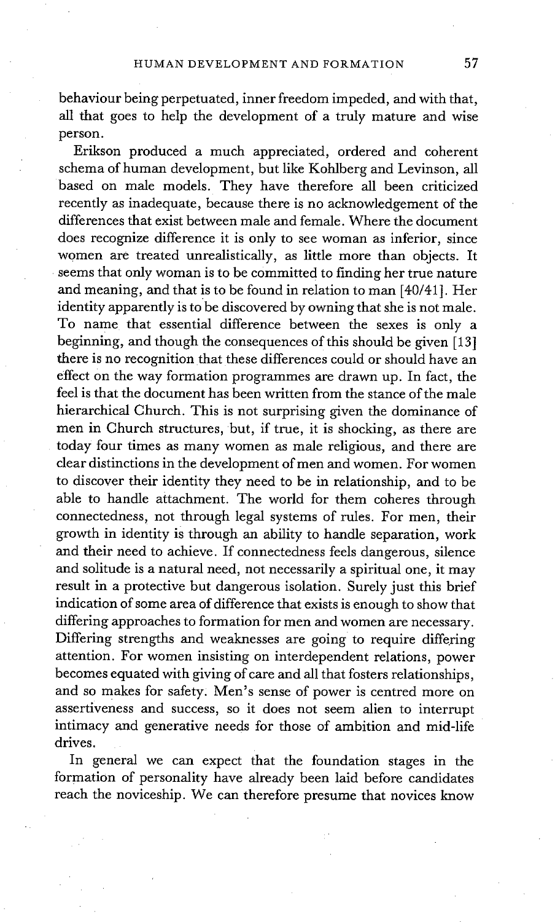behaviour being perpetuated, inner freedom impeded, and with that, all that goes to help the development of a truly mature and wise person.

Erikson produced a much appreciated, ordered and coherent schema of human development, but like Kohlberg and Levinson, all based on male models. They have therefore all been criticized recently as inadequate, because there is no acknowledgement of the differences that exist between male and female. Where the document does recognize difference it is only to see woman as inferior, since women are treated unrealistically, as little more than objects. It seems that only woman is to be committed to finding her true nature and meaning, and that is to be found in relation to man [40/41]. Her identity apparently is to be discovered by owning that she is not male. To name that essential difference between the sexes is only a beginning, and though the consequences of this should be given [13] there is no recognition that these differences could or should have an effect on the way formation programmes are drawn up. In fact, the feel is that the document has been written from the stance of the male hierarchical Church. This is not surprising given the dominance of men in Church structures, but, if true, it is shocking, as there are today four times as many women as male religious, and there are clear distinctions in the development of men and women. For women to discover their identity they need to be in relationship, and to be able to handle attachment. The world for them coheres through connectedness, not through legal systems of rules. For men, their growth in identity is through an ability to handle separation, work and their need to achieve. If connectedness feels dangerous, silence and solitude is a natural need, not necessarily a spiritual one, it may result in a protective but dangerous isolation. Surely just this brief indication of some area of difference that exists is enough to show that differing approaches to formation for men and women are necessary. Differing strengths and weaknesses are going to require differing attention. For women insisting on interdependent relations, power becomes equated with giving of care and all that fosters relationships, and so makes for safety. Men's sense of power is centred more on assertiveness and success, so it does not seem alien to interrupt intimacy and generative needs for those of ambition and mid-life drives.

In general we can expect that the foundation stages in the formation of personality have already been laid before candidates reach the noviceship. We can therefore presume that novices know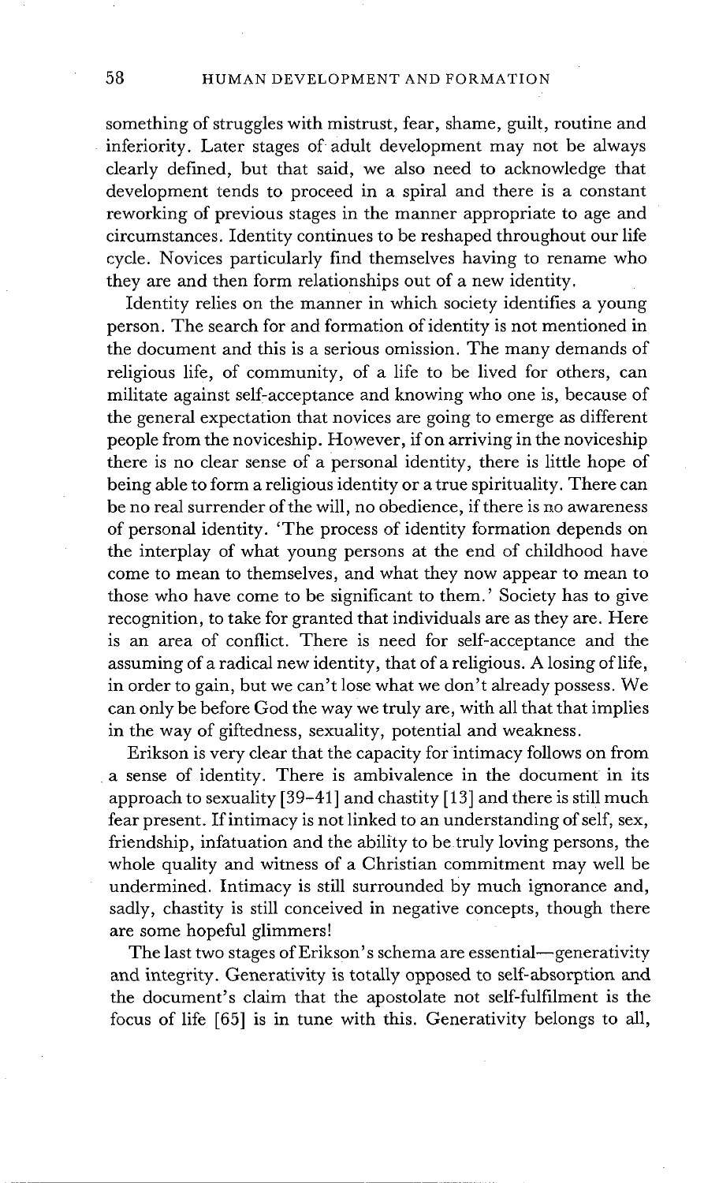something of struggles with mistrust, fear, shame, guilt, routine and inferiority. Later stages of adult development may not be always clearly defined, but that said, we also need to acknowledge that development tends to proceed in a spiral and there is a constant reworking of previous stages in the manner appropriate to age and circumstances. Identity continues to be reshaped throughout our life cycle. Novices particularly find themselves having to rename who they are and then form relationships out of a new identity.

Identity relies on the manner in which society identifies a young person. The search for and formation of identity is not mentioned in the document and this is a serious omission. The many demands of religious life, of community, of a life to be lived for others, can militate against self-acceptance and knowing who one is, because of the general expectation that novices are going to emerge as different people from the noviceship. However, if on arriving in the noviceship there is no clear sense of a personal identity, there is little hope of being able to form a religious identity or a true spirituality. There can be no real surrender of the will, no obedience, if there is no awareness of personal identity. 'The process of identity formation depends on the interplay of what young persons at the end of childhood have come to mean to themselves, and what they now appear to mean to those who have come to be significant to them.' Society has to give recognition, to take for granted that individuals are as they are. Here is an area of conflict. There is need for self-acceptance and the assuming of a radical new identity, that of a religious. A losing of life, in order to gain, but we can't lose what we don't already possess. We can only be before God the way we truly are, with all that that implies in the way of giftedness, sexuality, potential and weakness.

Erikson is very clear that the capacity for intimacy follows on from a sense of identity. There is ambivalence in the document in its approach to sexuality [39–41] and chastity [13] and there is still much fear present. If intimacy is not linked to an understanding of self, sex, friendship, infatuation and the ability to be truly loving persons, the whole quality and witness of a Christian commitment may well be undermined. Intimacy is still surrounded by much ignorance and, sadly, chastity is still conceived in negative concepts, though there are some hopeful glimmers!

The last two stages of Erikson's schema are essential—generativity and integrity. Generativity is totally opposed to self-absorption and the document's claim that the apostolate not self-fulfilment is the focus of life [65] is in tune with this. Generativity belongs to all,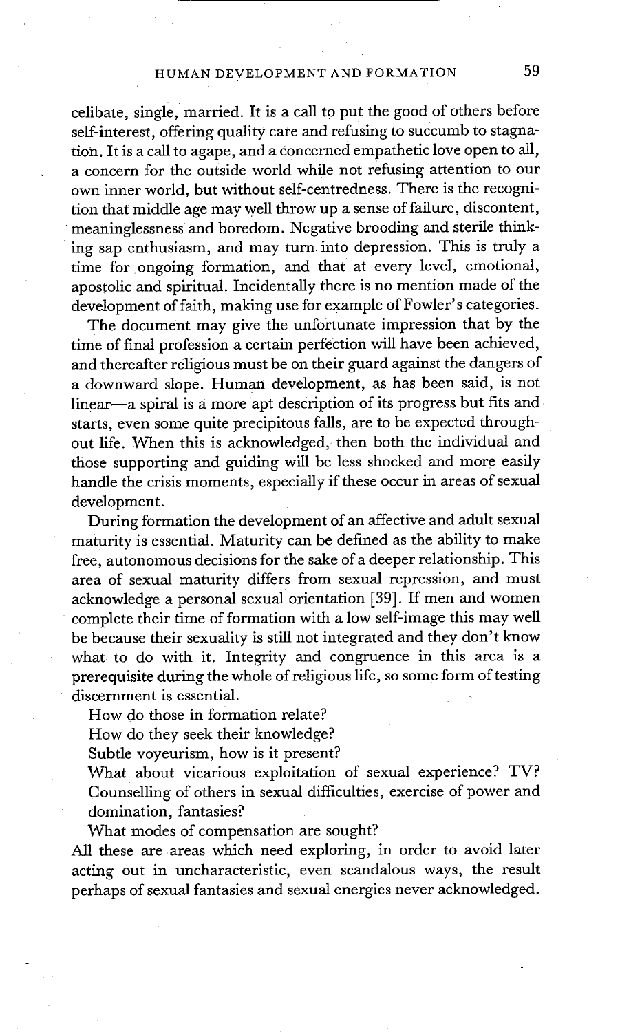celibate, single, married. It is a call to put the good of others before self-interest, offering quality care and refusing to succumb to stagnation. It is a call to agape, and a concerned empathetic love open to all, a concern for the outside world while not refusing attention to our own inner world, but without self-centredness. There is the recognition that middle age may well throw up a sense of failure, discontent, meaninglessness and boredom. Negative brooding and sterile thinking sap enthusiasm, and may turn into depression. This is truly a time for ongoing formation, and that at every level, emotional, apostolic and spiritual. Incidentally there is no mention made of the development of faith, making use for example of Fowler's categories.

The document may give the unfortunate impression that by the time of final profession a certain perfection will have been achieved, and thereafter religious must be on their guard against the dangers of a downward slope. Human development, as has been said, is not linear—a spiral is a more apt description of its progress but fits and starts, even some quite precipitous falls, are to be expected throughout life. When this is acknowledged, then both the individual and those supporting and guiding will be less shocked and more easily handle the crisis moments, especially if these occur in areas of sexual development.

During formation the development of an affective and adult sexual maturity is essential. Maturity can be defined as the ability to make free, autonomous decisions for the sake of a deeper relationship. This area of sexual maturity differs from sexual repression, and must acknowledge a personal sexual orientation [39]. If men and women complete their time of formation with a low self-image this may well be because their sexuality is still not integrated and they don't know what to do with it. Integrity and congruence in this area is a prerequisite during the whole of religious life, so some form of testing discernment is essential.

How do those in formation relate?

How do they seek their knowledge?

Subtle voyeurism, how is it present?

What about vicarious exploitation of sexual experience? TV? Counselling of others in sexual difficulties, exercise of power and domination, fantasies?

What modes of compensation are sought?

All these are areas which need exploring, in order to avoid later acting out in uncharacteristic, even scandalous ways, the result perhaps of sexual fantasies and sexual energies never acknowledged.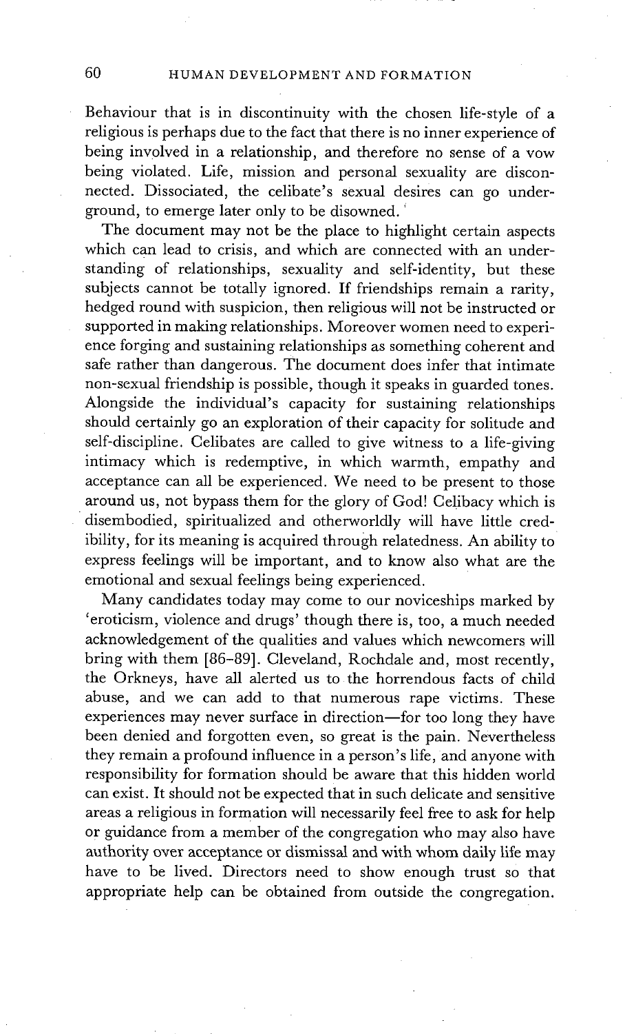Behaviour that is in discontinuity with the chosen life-style of a religious is perhaps due to the fact that there is no inner experience of being involved in a relationship, and therefore no sense of a vow being violated. Life, mission and personal sexuality are disconnected. Dissociated, the celibate's sexual desires can go underground, to emerge later only to be disowned.

The document may not be the place to highlight certain aspects which can lead to crisis, and which are connected with an understanding of relationships, sexuality and self-identity, but these subjects cannot be totally ignored. If friendships remain a rarity, hedged round with suspicion, then religious will not be instructed or supported in making relationships. Moreover women need to experience forging and sustaining relationships as something coherent and safe rather than dangerous. The document does infer that intimate non-sexual friendship is possible, though it speaks in guarded tones. Alongside the individual's capacity for sustaining relationships should certainly go an exploration of their capacity for solitude and self-discipline. Celibates are called to give witness to a life-giving intimacy which is redemptive, in which warmth, empathy and acceptance can all be experienced. We need to be present to those around us, not bypass them for the glory of God! Celibacy which is disembodied, spiritualized and otherworldly will have little credibility, for its meaning is acquired through relatedness. An ability to express feelings will be important, and to know also what are the emotional and sexual feelings being experienced.

Many candidates today may come to our noviceships marked by 'eroticism, violence and drugs' though there is, too, a much needed acknowledgement of the qualities and values which newcomers will bring with them [86–89]. Cleveland, Rochdale and, most recently, the Orkneys, have all alerted us to the horrendous facts of child abuse, and we can add to that numerous rape victims. These experiences may never surface in direction—for too long they have been denied and forgotten even, so great is the pain. Nevertheless they remain a profound influence in a person's life, and anyone with responsibility for formation should be aware that this hidden world can exist. It should not be expected that in such delicate and sensitive areas a religious in formation will necessarily feel free to ask for help or guidance from a member of the congregation who may also have authority over acceptance or dismissal and with whom daily life may have to be lived. Directors need to show enough trust so that appropriate help can be obtained from outside the congregation.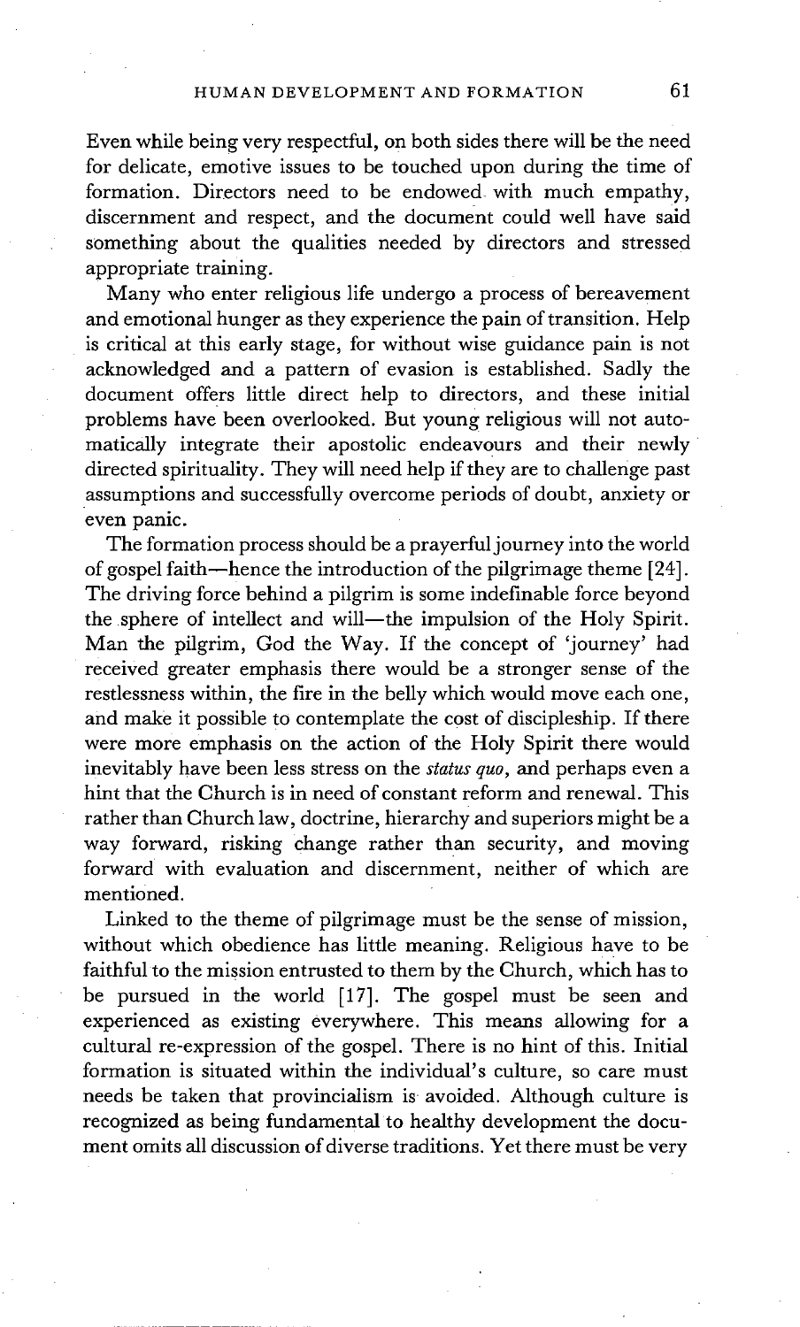Even while being very respectful, on both sides there will be the need for delicate, emotive issues to be touched upon during the time of formation. Directors need to be endowed with much empathy, discernment and respect, and the document could well have said something about the qualities needed by directors and stressed appropriate training.

Many who enter religious life undergo a process of bereavement and emotional hunger as they experience the pain of transition. Help is critical at this early stage, for without wise guidance pain is not acknowledged and a pattern of evasion is established. Sadly the document offers little direct help to directors, and these initial problems have been overlooked. But young religious will not automatically integrate their apostolic endeavours and their newly directed spirituality. They will need help if they are to challenge past assumptions and successfully overcome periods of doubt, anxiety or even panic.

The formation process should be a prayerful journey into the world of gospel faith—hence the introduction of the pilgrimage theme [24]. The driving force behind a pilgrim is some indefinable force beyond the sphere of intellect and will—the impulsion of the Holy Spirit. Man the pilgrim, God the Way. If the concept of 'journey' had received greater emphasis there would be a stronger sense of the restlessness within, the fire in the belly which would move each one, and make it possible to contemplate the cost of discipleship. If there were more emphasis on the action of the Holy Spirit there would inevitably have been less stress on the *status quo*, and perhaps even a hint that the Church is in need of constant reform and renewal. This rather than Church law, doctrine, hierarchy and superiors might be a way forward, risking change rather than security, and moving forward with evaluation and discernment, neither of which are mentioned.

Linked to the theme of pilgrimage must be the sense of mission, without which obedience has little meaning. Religious have to be faithful to the mission entrusted to them by the Church, which has to be pursued in the world [17]. The gospel must be seen and experienced as existing everywhere. This means allowing for a cultural re-expression of the gospel. There is no hint of this. Initial formation is situated within the individual's culture, so care must needs be taken that provincialism is avoided. Although culture is recognized as being fundamental to healthy development the document omits all discussion of diverse traditions. Yet there must be very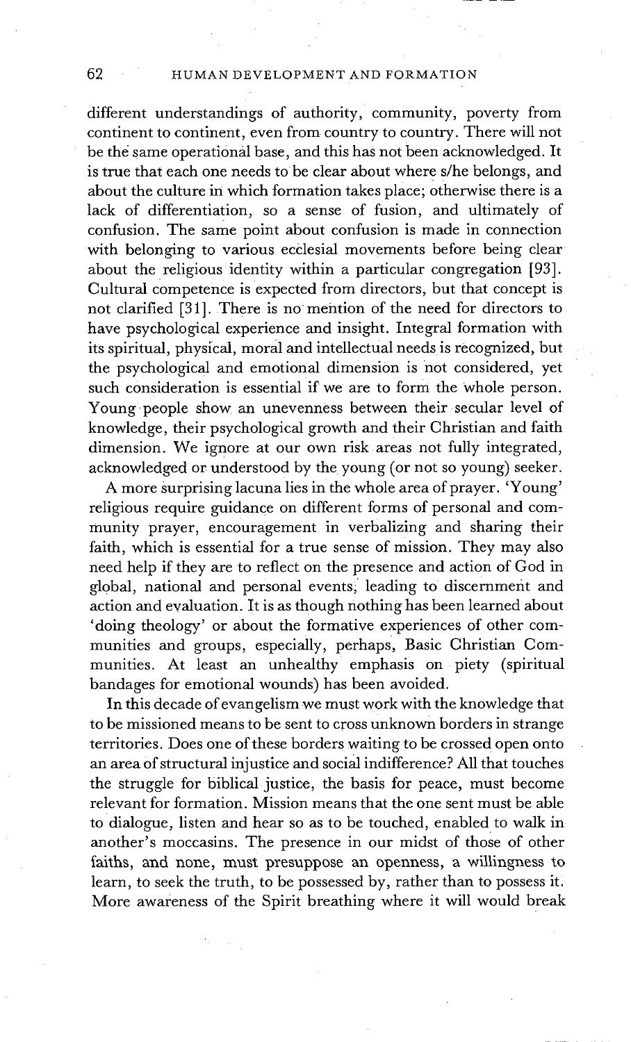different understandings of authority, community, poverty from continent to continent, even from country to country. There will not be the same operational base, and this has not been acknowledged. It is true that each one needs to be clear about where s/he belongs, and about the culture in which formation takes place; otherwise there is a lack of differentiation, so a sense of fusion, and ultimately of confusion. The same point about confusion is made in connection with belonging to various ecclesial movements before being clear about the religious identity within a particular congregation [93]. Cultural competence is expected from directors, but that concept is not clarified [31]. There is no mention of the need for directors to have psychological experience and insight. Integral formation with its spiritual, physical, moral and intellectual needs is recognized, but the psychological and emotional dimension is not considered, yet such consideration is essential if we are to form the whole person. Young people show an unevenness between their secular level of knowledge, their psychological growth and their Christian and faith dimension. We ignore at our own risk areas not fully integrated, acknowledged or understood by the young (or not so young) seeker.

A more surprising lacuna lies in the whole area of prayer. 'Young' religious require guidance on different forms of personal and community prayer, encouragement in verbalizing and sharing their faith, which is essential for a true sense of mission. They may also need help if they are to reflect on the presence and action of God in global, national and personal events, leading to discernment and action and evaluation. It is as though nothing has been learned about 'doing theology' or about the formative experiences of other communities and groups, especially, perhaps, Basic Christian Communities. At least an unhealthy emphasis on piety (spiritual bandages for emotional wounds) has been avoided.

In this decade of evangelism we must work with the knowledge that to be missioned means to be sent to cross unknown borders in strange territories. Does one of these borders waiting to be crossed open onto an area of structural injustice and social indifference? All that touches the struggle for biblical justice, the basis for peace, must become relevant for formation. Mission means that the one sent must be able to dialogue, listen and hear so as to be touched, enabled to walk in another's moccasins. The presence in our midst of those of other faiths, and none, must presuppose an openness, a willingness to learn, to seek the truth, to be possessed by, rather than to possess it. More awareness of the Spirit breathing where it will would break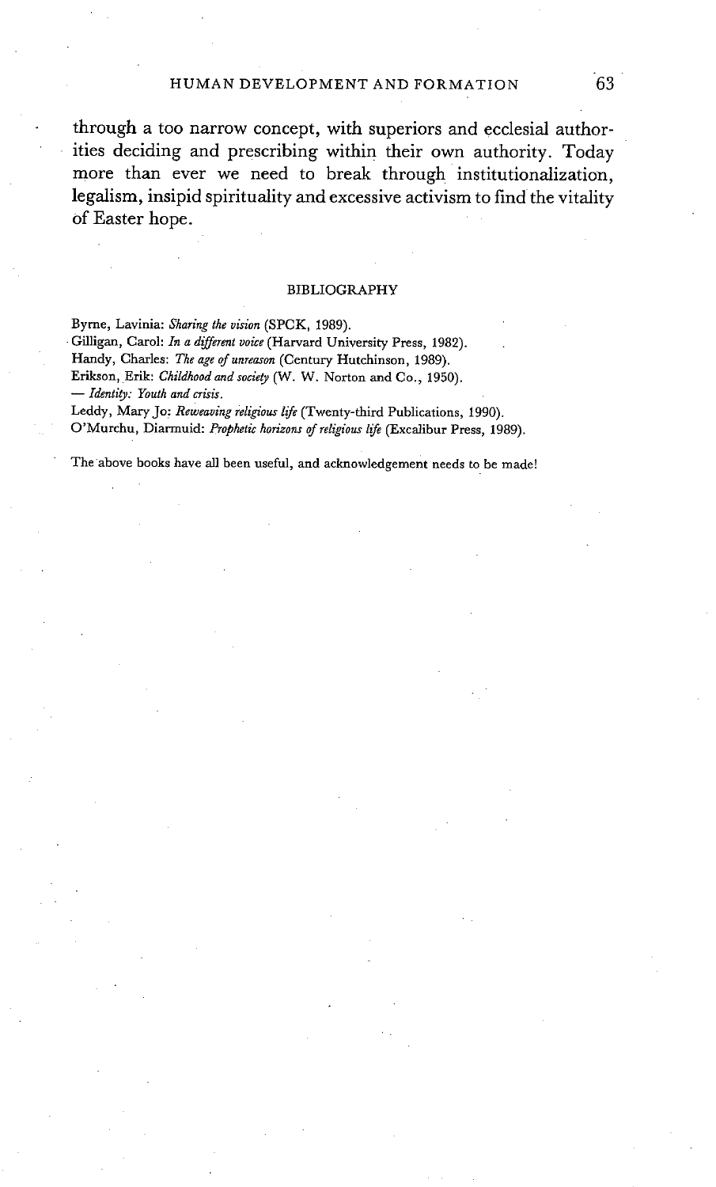through a too narrow concept, with superiors and ecclesial authorities deciding and prescribing within their own authority. Today more than ever we need to break through institutionalization, legalism, insipid spirituality and excessive activism to find the vitality of Easter hope.

## BIBLIOGRAPHY

Byrne, Lavinia: *Sharing the vision* (SPCK, 1989).

Gilligan, Carol: *In a different voice* (Harvard University Press, 1982).

Handy, Charles: *The age of unreason* (Century Hutchinson, 1989).

Erikson, Erik: *Childhood and society* (W. W. Norton and Co., 1950).

— *Identity: Youth and crisis*.

Leddy, Mary Jo: *Reweaving religious life* (Twenty-third Publications, 1990).

O'Murchu, Diarmuid: *Prophetic horizons of religious life* (Excalibur Press, 1989).

The above books have all been useful, and acknowledgement needs to be made!